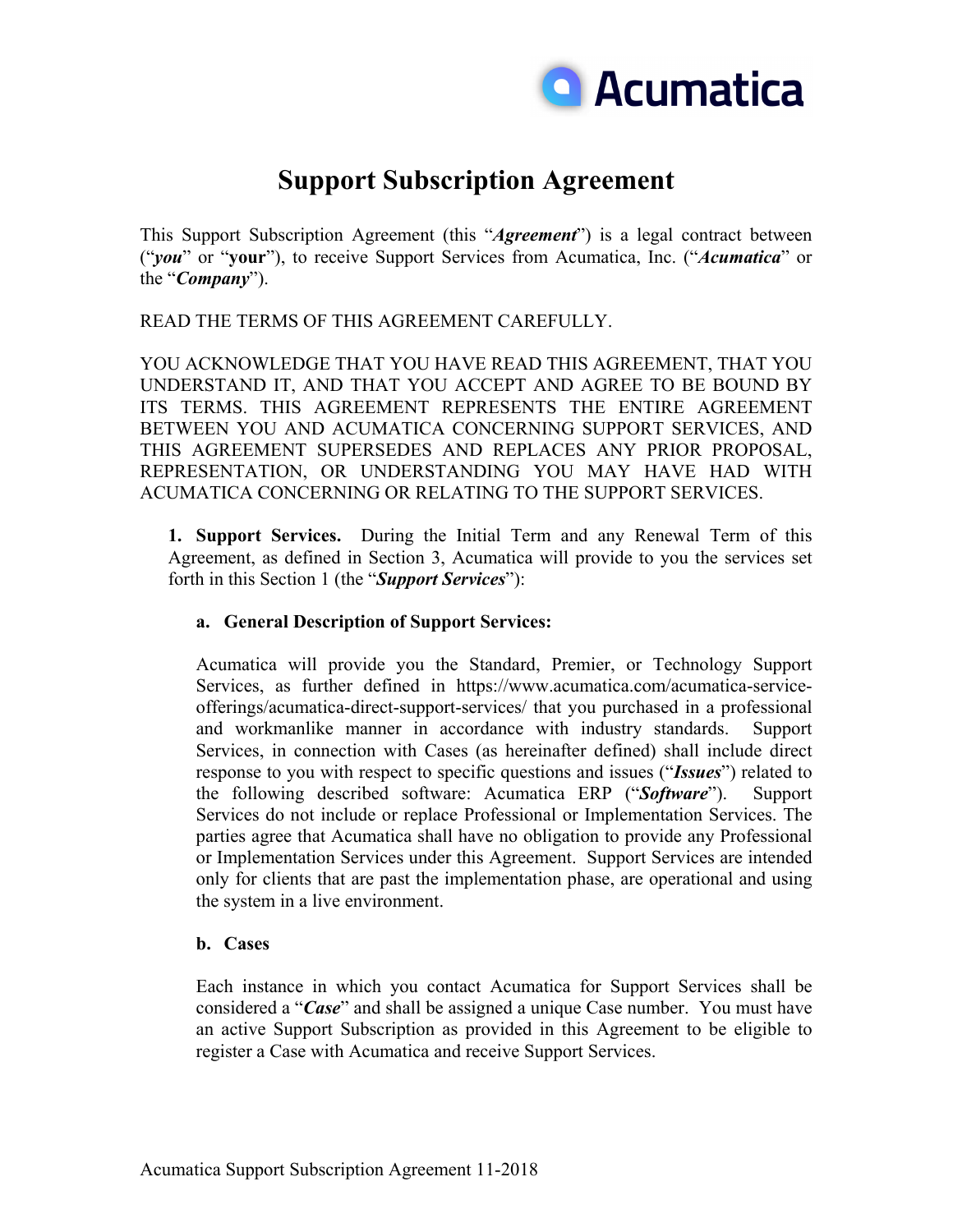# Support Subscription Agreement

This Support Subscription Agreement (this "***Agreement***") is a legal contract between ("***you***" or "**your**"), to receive Support Services from Acumatica, Inc. ("***Acumatica***" or the "***Company***").

READ THE TERMS OF THIS AGREEMENT CAREFULLY.

YOU ACKNOWLEDGE THAT YOU HAVE READ THIS AGREEMENT, THAT YOU UNDERSTAND IT, AND THAT YOU ACCEPT AND AGREE TO BE BOUND BY ITS TERMS. THIS AGREEMENT REPRESENTS THE ENTIRE AGREEMENT BETWEEN YOU AND ACUMATICA CONCERNING SUPPORT SERVICES, AND THIS AGREEMENT SUPERSEDES AND REPLACES ANY PRIOR PROPOSAL, REPRESENTATION, OR UNDERSTANDING YOU MAY HAVE HAD WITH ACUMATICA CONCERNING OR RELATING TO THE SUPPORT SERVICES.

**1. Support Services.** During the Initial Term and any Renewal Term of this Agreement, as defined in Section 3, Acumatica will provide to you the services set forth in this Section 1 (the "***Support Services***"):

**a. General Description of Support Services:**

Acumatica will provide you the Standard, Premier, or Technology Support Services, as further defined in https://www.acumatica.com/acumatica-service-offerings/acumatica-direct-support-services/ that you purchased in a professional and workmanlike manner in accordance with industry standards. Support Services, in connection with Cases (as hereinafter defined) shall include direct response to you with respect to specific questions and issues ("***Issues***") related to the following described software: Acumatica ERP ("***Software***"). Support Services do not include or replace Professional or Implementation Services. The parties agree that Acumatica shall have no obligation to provide any Professional or Implementation Services under this Agreement. Support Services are intended only for clients that are past the implementation phase, are operational and using the system in a live environment.

**b. Cases**

Each instance in which you contact Acumatica for Support Services shall be considered a "***Case***" and shall be assigned a unique Case number. You must have an active Support Subscription as provided in this Agreement to be eligible to register a Case with Acumatica and receive Support Services.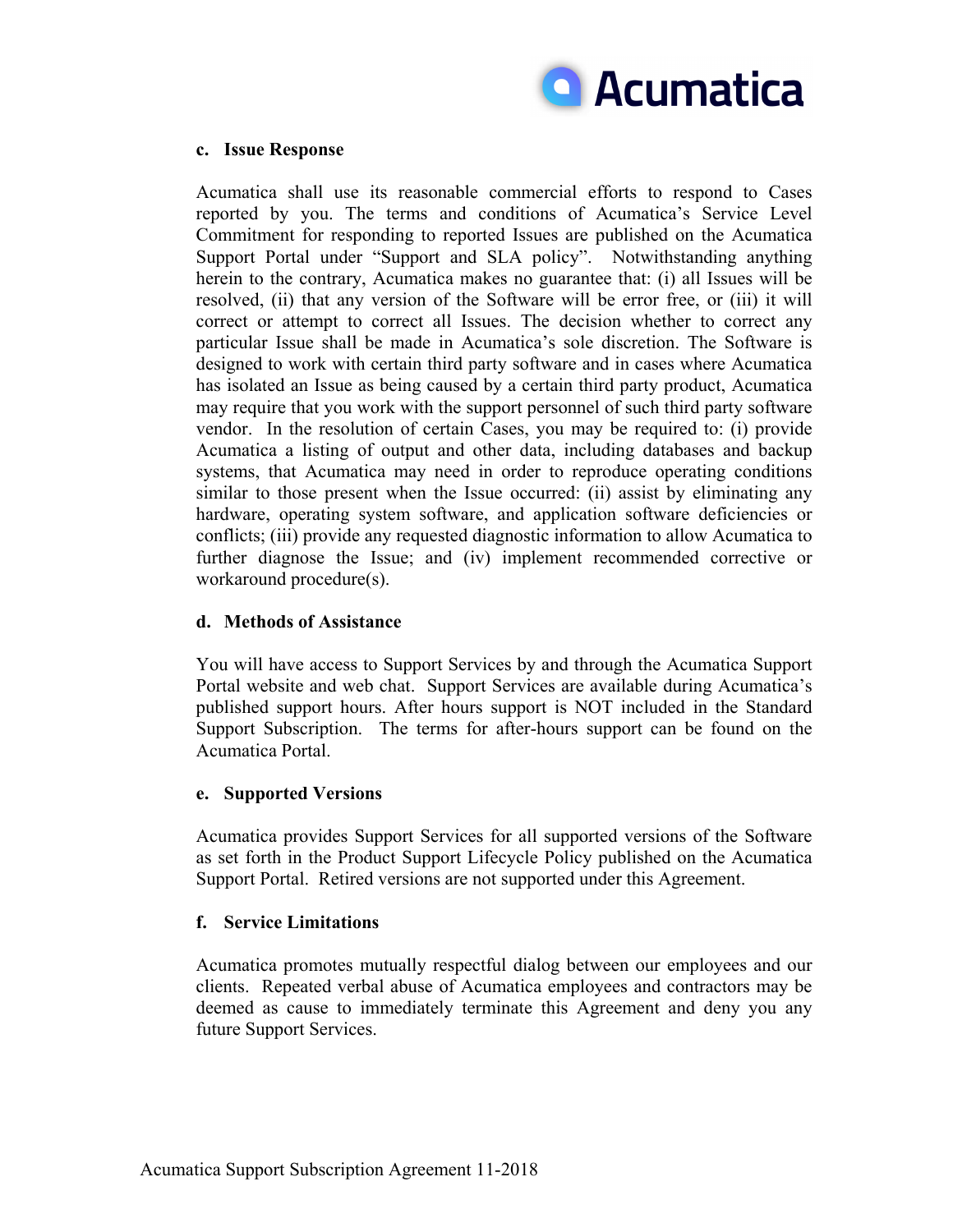**c. Issue Response**

Acumatica shall use its reasonable commercial efforts to respond to Cases reported by you. The terms and conditions of Acumatica's Service Level Commitment for responding to reported Issues are published on the Acumatica Support Portal under "Support and SLA policy". Notwithstanding anything herein to the contrary, Acumatica makes no guarantee that: (i) all Issues will be resolved, (ii) that any version of the Software will be error free, or (iii) it will correct or attempt to correct all Issues. The decision whether to correct any particular Issue shall be made in Acumatica's sole discretion. The Software is designed to work with certain third party software and in cases where Acumatica has isolated an Issue as being caused by a certain third party product, Acumatica may require that you work with the support personnel of such third party software vendor. In the resolution of certain Cases, you may be required to: (i) provide Acumatica a listing of output and other data, including databases and backup systems, that Acumatica may need in order to reproduce operating conditions similar to those present when the Issue occurred: (ii) assist by eliminating any hardware, operating system software, and application software deficiencies or conflicts; (iii) provide any requested diagnostic information to allow Acumatica to further diagnose the Issue; and (iv) implement recommended corrective or workaround procedure(s).

**d. Methods of Assistance**

You will have access to Support Services by and through the Acumatica Support Portal website and web chat. Support Services are available during Acumatica's published support hours. After hours support is NOT included in the Standard Support Subscription. The terms for after-hours support can be found on the Acumatica Portal.

**e. Supported Versions**

Acumatica provides Support Services for all supported versions of the Software as set forth in the Product Support Lifecycle Policy published on the Acumatica Support Portal. Retired versions are not supported under this Agreement.

**f. Service Limitations**

Acumatica promotes mutually respectful dialog between our employees and our clients. Repeated verbal abuse of Acumatica employees and contractors may be deemed as cause to immediately terminate this Agreement and deny you any future Support Services.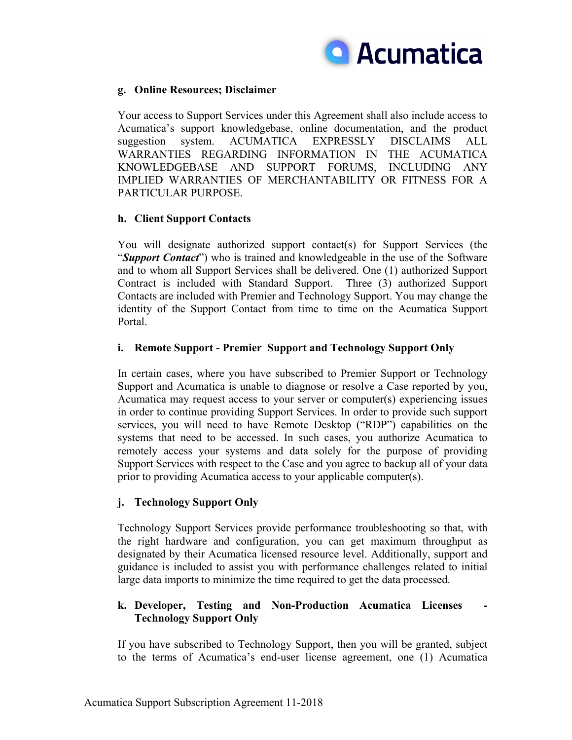**g. Online Resources; Disclaimer**

Your access to Support Services under this Agreement shall also include access to Acumatica's support knowledgebase, online documentation, and the product suggestion system. ACUMATICA EXPRESSLY DISCLAIMS ALL WARRANTIES REGARDING INFORMATION IN THE ACUMATICA KNOWLEDGEBASE AND SUPPORT FORUMS, INCLUDING ANY IMPLIED WARRANTIES OF MERCHANTABILITY OR FITNESS FOR A PARTICULAR PURPOSE.

**h. Client Support Contacts**

You will designate authorized support contact(s) for Support Services (the "***Support Contact***") who is trained and knowledgeable in the use of the Software and to whom all Support Services shall be delivered. One (1) authorized Support Contract is included with Standard Support. Three (3) authorized Support Contacts are included with Premier and Technology Support. You may change the identity of the Support Contact from time to time on the Acumatica Support Portal.

**i. Remote Support - Premier Support and Technology Support Only**

In certain cases, where you have subscribed to Premier Support or Technology Support and Acumatica is unable to diagnose or resolve a Case reported by you, Acumatica may request access to your server or computer(s) experiencing issues in order to continue providing Support Services. In order to provide such support services, you will need to have Remote Desktop ("RDP") capabilities on the systems that need to be accessed. In such cases, you authorize Acumatica to remotely access your systems and data solely for the purpose of providing Support Services with respect to the Case and you agree to backup all of your data prior to providing Acumatica access to your applicable computer(s).

**j. Technology Support Only**

Technology Support Services provide performance troubleshooting so that, with the right hardware and configuration, you can get maximum throughput as designated by their Acumatica licensed resource level. Additionally, support and guidance is included to assist you with performance challenges related to initial large data imports to minimize the time required to get the data processed.

**k. Developer, Testing and Non-Production Acumatica Licenses - Technology Support Only**

If you have subscribed to Technology Support, then you will be granted, subject to the terms of Acumatica's end-user license agreement, one (1) Acumatica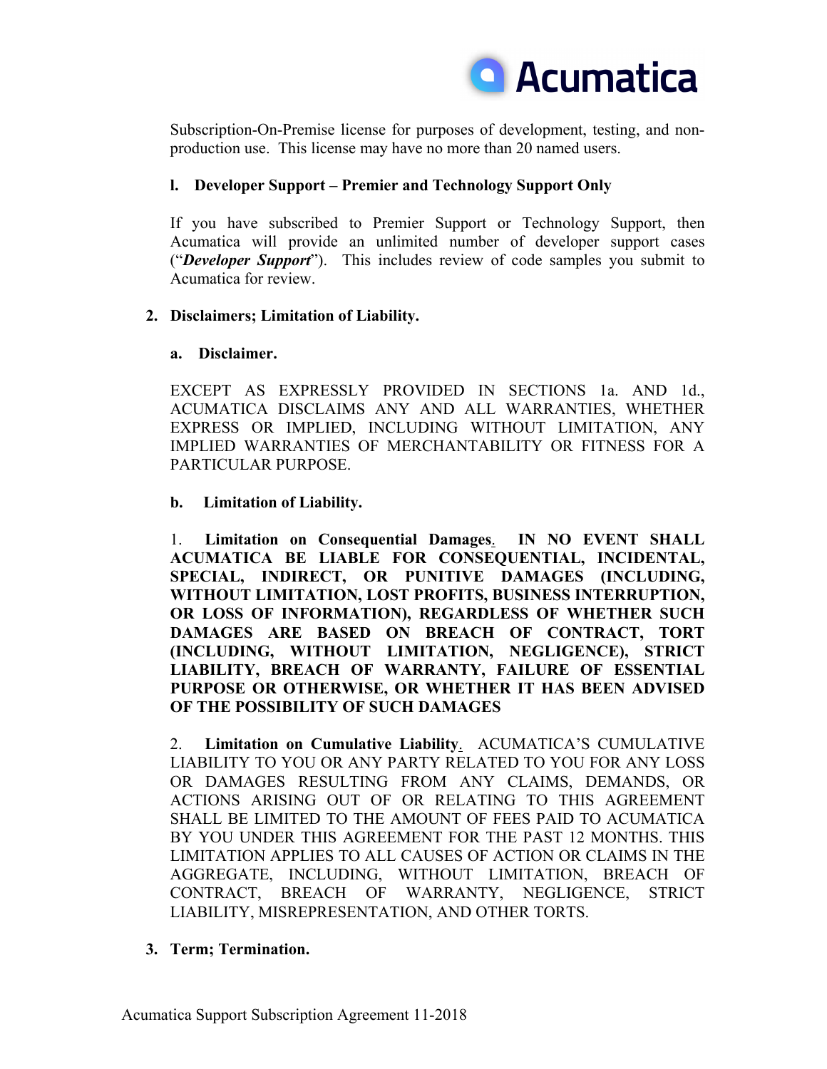Subscription-On-Premise license for purposes of development, testing, and non-production use. This license may have no more than 20 named users.

**l. Developer Support – Premier and Technology Support Only**

If you have subscribed to Premier Support or Technology Support, then Acumatica will provide an unlimited number of developer support cases ("***Developer Support***"). This includes review of code samples you submit to Acumatica for review.

## 2. Disclaimers; Limitation of Liability.

### a. Disclaimer.

EXCEPT AS EXPRESSLY PROVIDED IN SECTIONS 1a. AND 1d., ACUMATICA DISCLAIMS ANY AND ALL WARRANTIES, WHETHER EXPRESS OR IMPLIED, INCLUDING WITHOUT LIMITATION, ANY IMPLIED WARRANTIES OF MERCHANTABILITY OR FITNESS FOR A PARTICULAR PURPOSE.

### b. Limitation of Liability.

1. **Limitation on Consequential Damages. IN NO EVENT SHALL ACUMATICA BE LIABLE FOR CONSEQUENTIAL, INCIDENTAL, SPECIAL, INDIRECT, OR PUNITIVE DAMAGES (INCLUDING, WITHOUT LIMITATION, LOST PROFITS, BUSINESS INTERRUPTION, OR LOSS OF INFORMATION), REGARDLESS OF WHETHER SUCH DAMAGES ARE BASED ON BREACH OF CONTRACT, TORT (INCLUDING, WITHOUT LIMITATION, NEGLIGENCE), STRICT LIABILITY, BREACH OF WARRANTY, FAILURE OF ESSENTIAL PURPOSE OR OTHERWISE, OR WHETHER IT HAS BEEN ADVISED OF THE POSSIBILITY OF SUCH DAMAGES**

2. **Limitation on Cumulative Liability**. ACUMATICA'S CUMULATIVE LIABILITY TO YOU OR ANY PARTY RELATED TO YOU FOR ANY LOSS OR DAMAGES RESULTING FROM ANY CLAIMS, DEMANDS, OR ACTIONS ARISING OUT OF OR RELATING TO THIS AGREEMENT SHALL BE LIMITED TO THE AMOUNT OF FEES PAID TO ACUMATICA BY YOU UNDER THIS AGREEMENT FOR THE PAST 12 MONTHS. THIS LIMITATION APPLIES TO ALL CAUSES OF ACTION OR CLAIMS IN THE AGGREGATE, INCLUDING, WITHOUT LIMITATION, BREACH OF CONTRACT, BREACH OF WARRANTY, NEGLIGENCE, STRICT LIABILITY, MISREPRESENTATION, AND OTHER TORTS.

## 3. Term; Termination.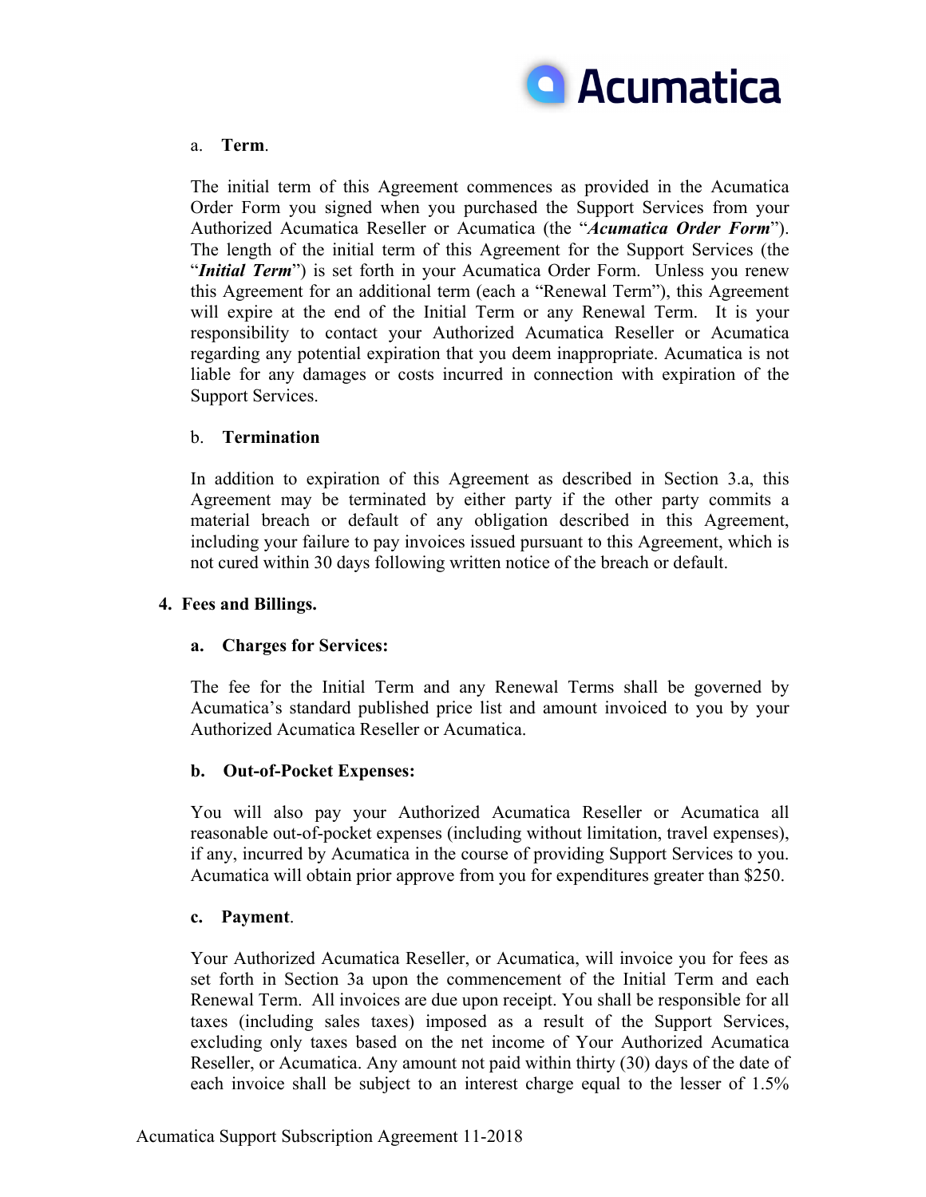a. **Term**.

The initial term of this Agreement commences as provided in the Acumatica Order Form you signed when you purchased the Support Services from your Authorized Acumatica Reseller or Acumatica (the "***Acumatica Order Form***"). The length of the initial term of this Agreement for the Support Services (the "***Initial Term***") is set forth in your Acumatica Order Form. Unless you renew this Agreement for an additional term (each a "Renewal Term"), this Agreement will expire at the end of the Initial Term or any Renewal Term. It is your responsibility to contact your Authorized Acumatica Reseller or Acumatica regarding any potential expiration that you deem inappropriate. Acumatica is not liable for any damages or costs incurred in connection with expiration of the Support Services.

b. **Termination**

In addition to expiration of this Agreement as described in Section 3.a, this Agreement may be terminated by either party if the other party commits a material breach or default of any obligation described in this Agreement, including your failure to pay invoices issued pursuant to this Agreement, which is not cured within 30 days following written notice of the breach or default.

**4. Fees and Billings.**

**a. Charges for Services:**

The fee for the Initial Term and any Renewal Terms shall be governed by Acumatica's standard published price list and amount invoiced to you by your Authorized Acumatica Reseller or Acumatica.

**b. Out-of-Pocket Expenses:**

You will also pay your Authorized Acumatica Reseller or Acumatica all reasonable out-of-pocket expenses (including without limitation, travel expenses), if any, incurred by Acumatica in the course of providing Support Services to you. Acumatica will obtain prior approve from you for expenditures greater than $250.

**c. Payment**.

Your Authorized Acumatica Reseller, or Acumatica, will invoice you for fees as set forth in Section 3a upon the commencement of the Initial Term and each Renewal Term. All invoices are due upon receipt. You shall be responsible for all taxes (including sales taxes) imposed as a result of the Support Services, excluding only taxes based on the net income of Your Authorized Acumatica Reseller, or Acumatica. Any amount not paid within thirty (30) days of the date of each invoice shall be subject to an interest charge equal to the lesser of 1.5%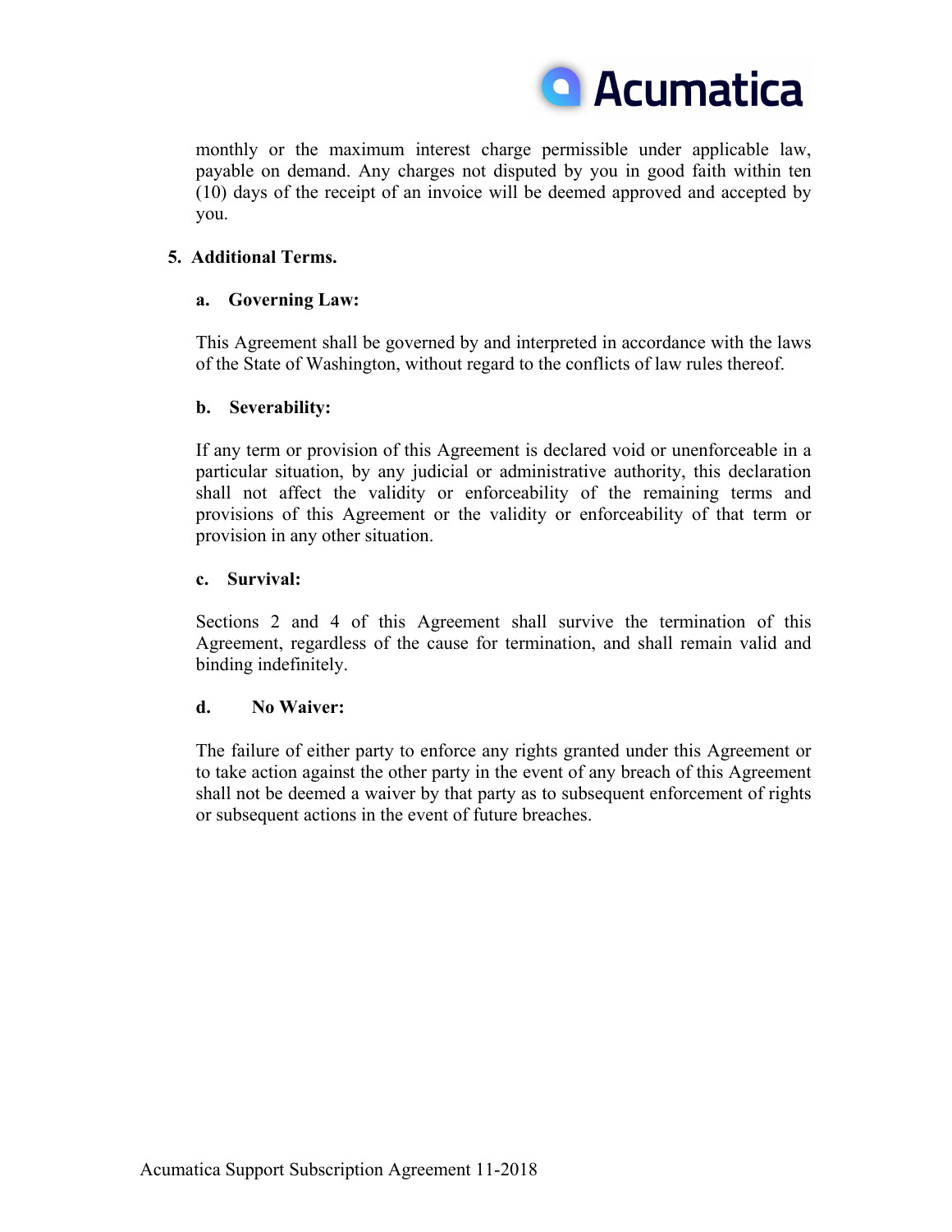monthly or the maximum interest charge permissible under applicable law, payable on demand. Any charges not disputed by you in good faith within ten (10) days of the receipt of an invoice will be deemed approved and accepted by you.

**5. Additional Terms.**

**a. Governing Law:**

This Agreement shall be governed by and interpreted in accordance with the laws of the State of Washington, without regard to the conflicts of law rules thereof.

**b. Severability:**

If any term or provision of this Agreement is declared void or unenforceable in a particular situation, by any judicial or administrative authority, this declaration shall not affect the validity or enforceability of the remaining terms and provisions of this Agreement or the validity or enforceability of that term or provision in any other situation.

**c. Survival:**

Sections 2 and 4 of this Agreement shall survive the termination of this Agreement, regardless of the cause for termination, and shall remain valid and binding indefinitely.

**d. No Waiver:**

The failure of either party to enforce any rights granted under this Agreement or to take action against the other party in the event of any breach of this Agreement shall not be deemed a waiver by that party as to subsequent enforcement of rights or subsequent actions in the event of future breaches.